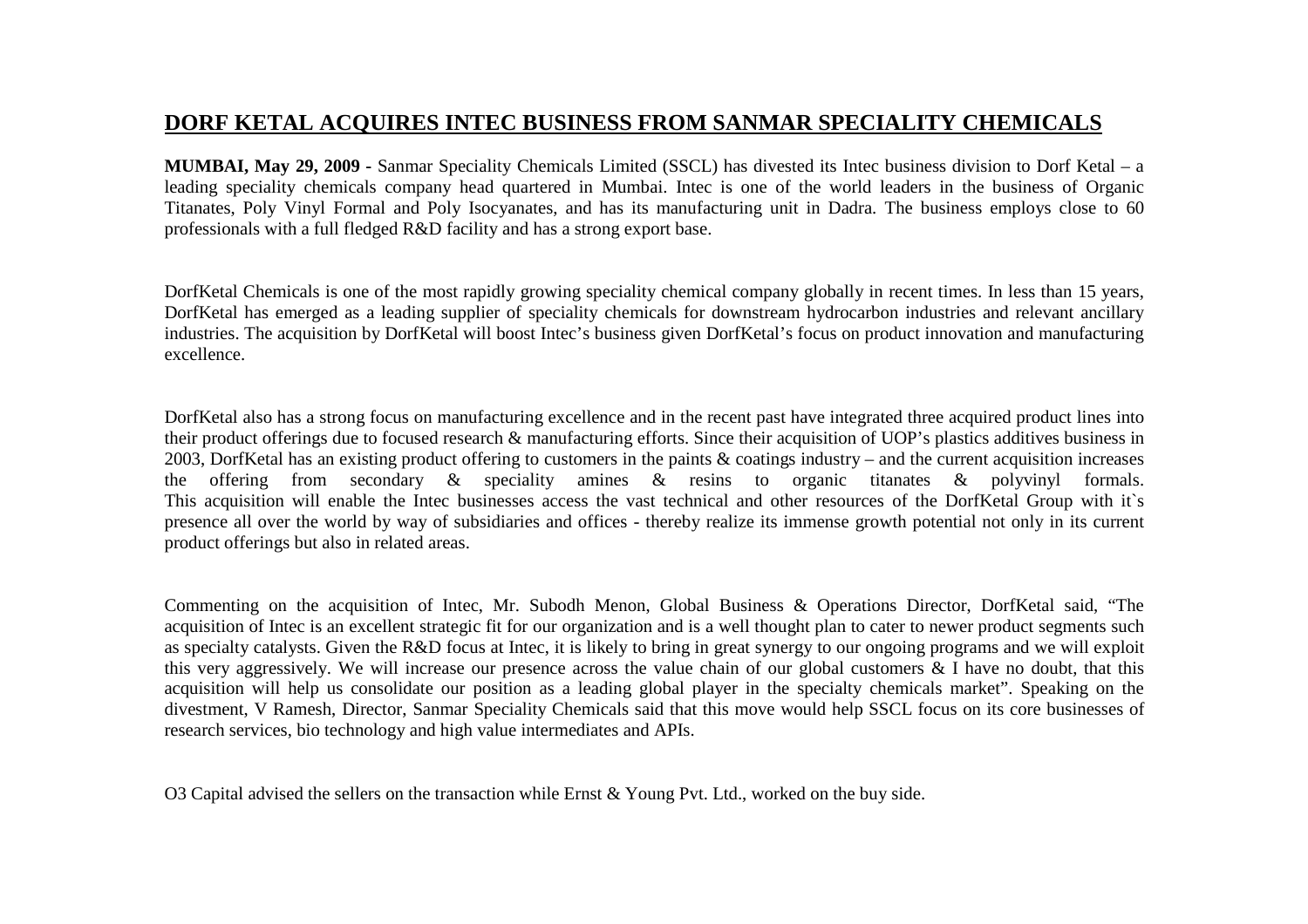# DORF KETAL ACQUIRES INTEC BUSINESS FROM SANMAR SPECIALITY CHEMICALS

**MUMBAI, May 29, 2009 -** Sanmar Speciality Chemicals Limited (SSCL) has divested its Intec business division to Dorf Ketal – a leading speciality chemicals company head quartered in Mumbai. Intec is one of the world leaders in the business of Organic Titanates, Poly Vinyl Formal and Poly Isocyanates, and has its manufacturing unit in Dadra. The business employs close to 60 professionals with a full fledged R&D facility and has a strong export base.

DorfKetal Chemicals is one of the most rapidly growing speciality chemical company globally in recent times. In less than 15 years, DorfKetal has emerged as a leading supplier of speciality chemicals for downstream hydrocarbon industries and relevant ancillary industries. The acquisition by DorfKetal will boost Intec's business given DorfKetal's focus on product innovation and manufacturing excellence.

DorfKetal also has a strong focus on manufacturing excellence and in the recent past have integrated three acquired product lines into their product offerings due to focused research & manufacturing efforts. Since their acquisition of UOP's plastics additives business in 2003, DorfKetal has an existing product offering to customers in the paints & coatings industry – and the current acquisition increases the offering from secondary & speciality amines & resins to organic titanates & polyvinyl formals.
This acquisition will enable the Intec businesses access the vast technical and other resources of the DorfKetal Group with it`s presence all over the world by way of subsidiaries and offices - thereby realize its immense growth potential not only in its current product offerings but also in related areas.

Commenting on the acquisition of Intec, Mr. Subodh Menon, Global Business & Operations Director, DorfKetal said, "The acquisition of Intec is an excellent strategic fit for our organization and is a well thought plan to cater to newer product segments such as specialty catalysts. Given the R&D focus at Intec, it is likely to bring in great synergy to our ongoing programs and we will exploit this very aggressively. We will increase our presence across the value chain of our global customers & I have no doubt, that this acquisition will help us consolidate our position as a leading global player in the specialty chemicals market". Speaking on the divestment, V Ramesh, Director, Sanmar Speciality Chemicals said that this move would help SSCL focus on its core businesses of research services, bio technology and high value intermediates and APIs.

O3 Capital advised the sellers on the transaction while Ernst & Young Pvt. Ltd., worked on the buy side.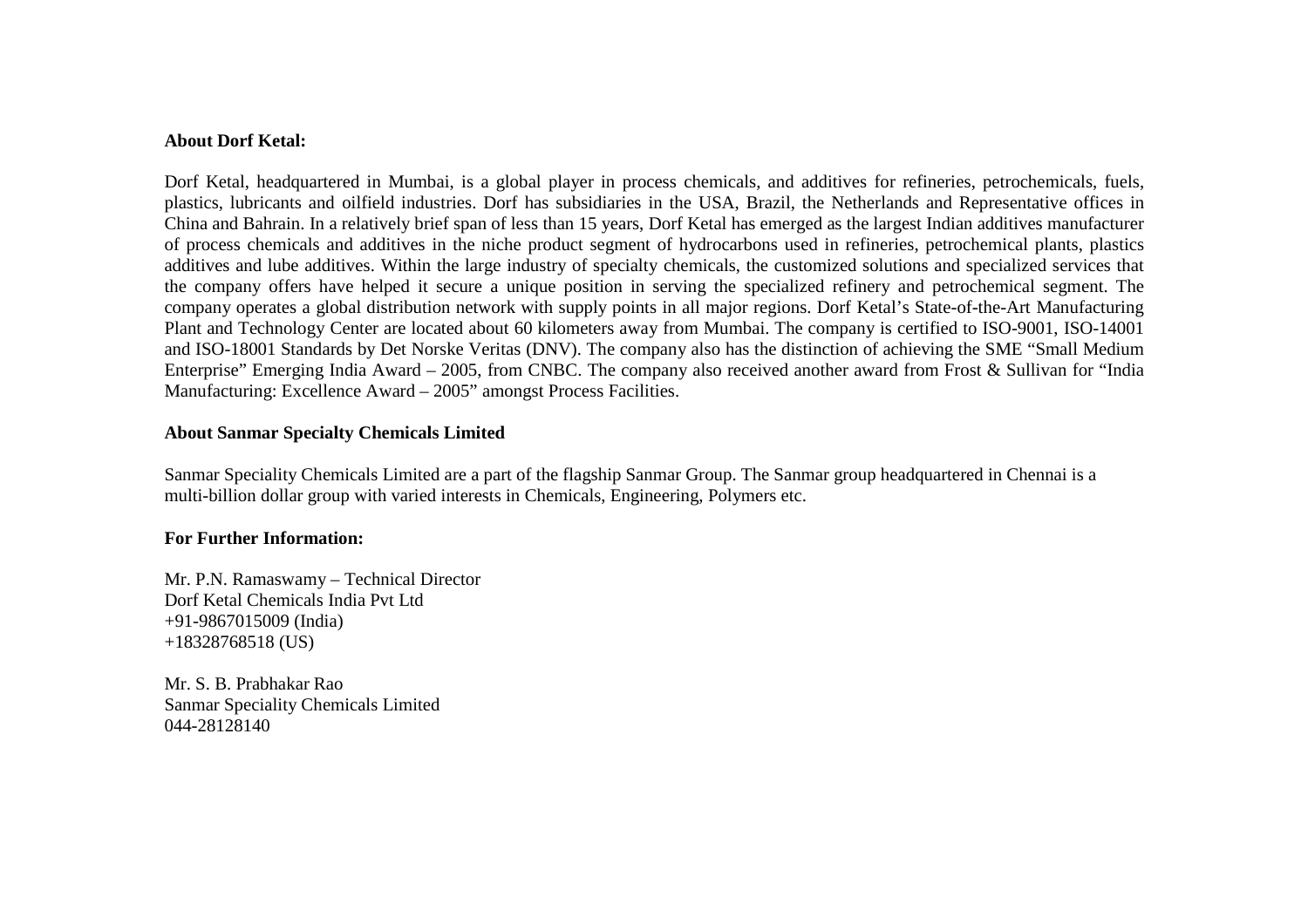**About Dorf Ketal:**

Dorf Ketal, headquartered in Mumbai, is a global player in process chemicals, and additives for refineries, petrochemicals, fuels, plastics, lubricants and oilfield industries. Dorf has subsidiaries in the USA, Brazil, the Netherlands and Representative offices in China and Bahrain. In a relatively brief span of less than 15 years, Dorf Ketal has emerged as the largest Indian additives manufacturer of process chemicals and additives in the niche product segment of hydrocarbons used in refineries, petrochemical plants, plastics additives and lube additives. Within the large industry of specialty chemicals, the customized solutions and specialized services that the company offers have helped it secure a unique position in serving the specialized refinery and petrochemical segment. The company operates a global distribution network with supply points in all major regions. Dorf Ketal's State-of-the-Art Manufacturing Plant and Technology Center are located about 60 kilometers away from Mumbai. The company is certified to ISO-9001, ISO-14001 and ISO-18001 Standards by Det Norske Veritas (DNV). The company also has the distinction of achieving the SME "Small Medium Enterprise" Emerging India Award – 2005, from CNBC. The company also received another award from Frost & Sullivan for "India Manufacturing: Excellence Award – 2005" amongst Process Facilities.

**About Sanmar Specialty Chemicals Limited**

Sanmar Speciality Chemicals Limited are a part of the flagship Sanmar Group. The Sanmar group headquartered in Chennai is a multi-billion dollar group with varied interests in Chemicals, Engineering, Polymers etc.

**For Further Information:**

Mr. P.N. Ramaswamy – Technical Director
Dorf Ketal Chemicals India Pvt Ltd
+91-9867015009 (India)
+18328768518 (US)

Mr. S. B. Prabhakar Rao
Sanmar Speciality Chemicals Limited
044-28128140